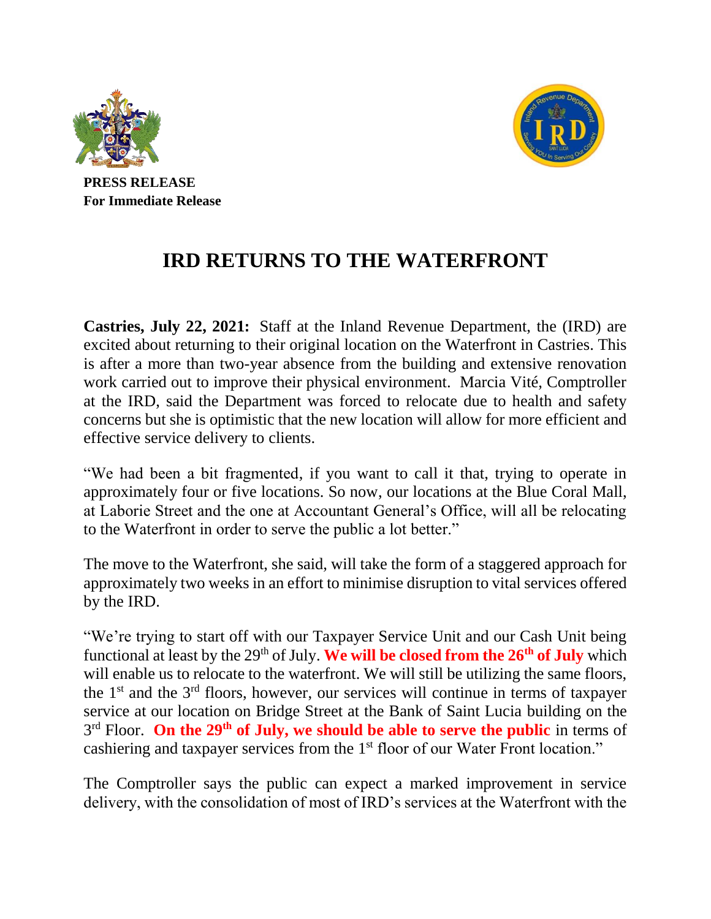**PRESS RELEASE**
**For Immediate Release**

# IRD RETURNS TO THE WATERFRONT

**Castries, July 22, 2021:** Staff at the Inland Revenue Department, the (IRD) are excited about returning to their original location on the Waterfront in Castries. This is after a more than two-year absence from the building and extensive renovation work carried out to improve their physical environment. Marcia Vité, Comptroller at the IRD, said the Department was forced to relocate due to health and safety concerns but she is optimistic that the new location will allow for more efficient and effective service delivery to clients.

"We had been a bit fragmented, if you want to call it that, trying to operate in approximately four or five locations. So now, our locations at the Blue Coral Mall, at Laborie Street and the one at Accountant General's Office, will all be relocating to the Waterfront in order to serve the public a lot better."

The move to the Waterfront, she said, will take the form of a staggered approach for approximately two weeks in an effort to minimise disruption to vital services offered by the IRD.

"We're trying to start off with our Taxpayer Service Unit and our Cash Unit being functional at least by the 29th of July. **We will be closed from the 26th of July** which will enable us to relocate to the waterfront. We will still be utilizing the same floors, the 1st and the 3rd floors, however, our services will continue in terms of taxpayer service at our location on Bridge Street at the Bank of Saint Lucia building on the 3rd Floor. **On the 29th of July, we should be able to serve the public** in terms of cashiering and taxpayer services from the 1st floor of our Water Front location."

The Comptroller says the public can expect a marked improvement in service delivery, with the consolidation of most of IRD's services at the Waterfront with the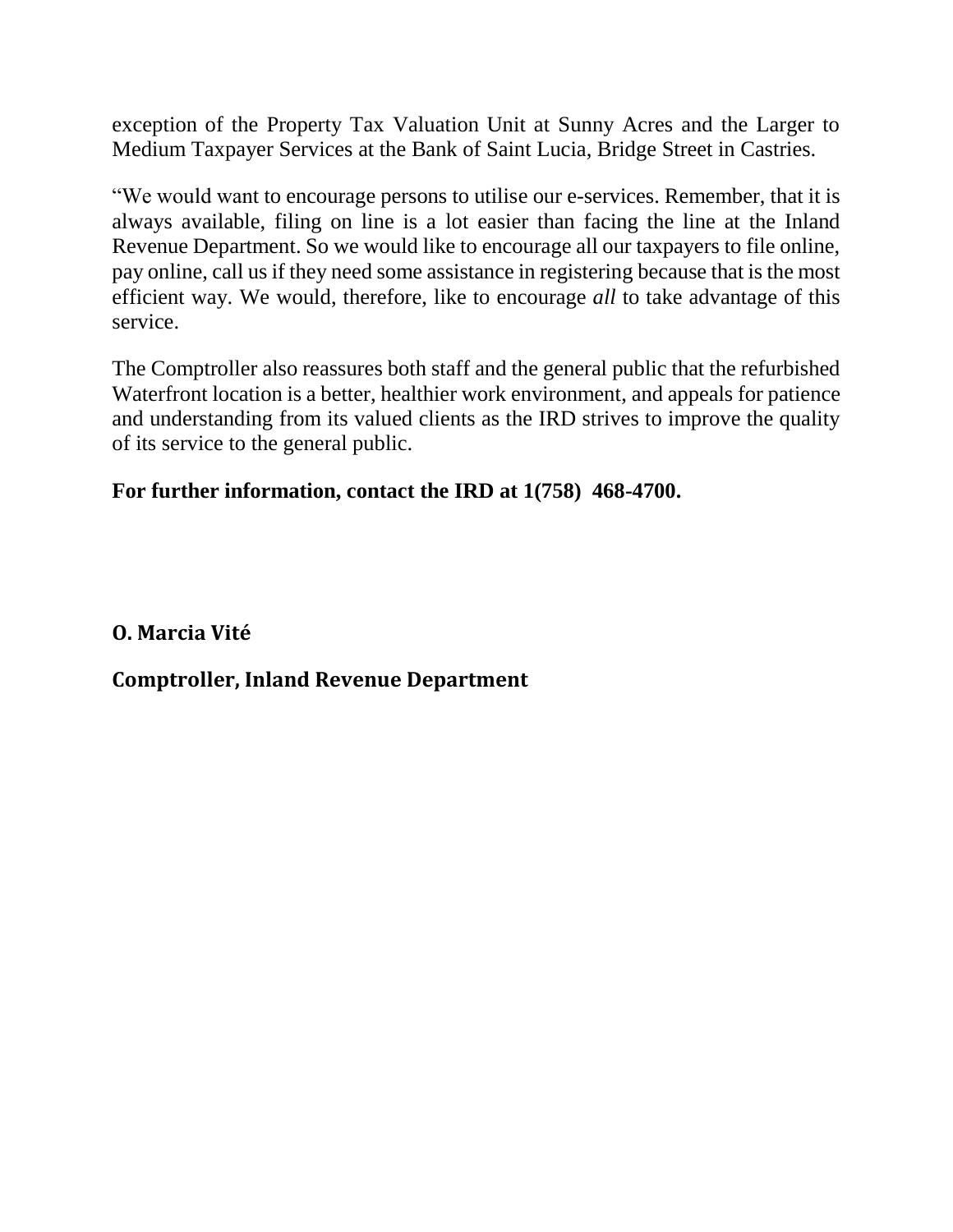exception of the Property Tax Valuation Unit at Sunny Acres and the Larger to Medium Taxpayer Services at the Bank of Saint Lucia, Bridge Street in Castries.

"We would want to encourage persons to utilise our e-services. Remember, that it is always available, filing on line is a lot easier than facing the line at the Inland Revenue Department. So we would like to encourage all our taxpayers to file online, pay online, call us if they need some assistance in registering because that is the most efficient way. We would, therefore, like to encourage *all* to take advantage of this service.

The Comptroller also reassures both staff and the general public that the refurbished Waterfront location is a better, healthier work environment, and appeals for patience and understanding from its valued clients as the IRD strives to improve the quality of its service to the general public.

**For further information, contact the IRD at 1(758) 468-4700.**

**O. Marcia Vité**

**Comptroller, Inland Revenue Department**